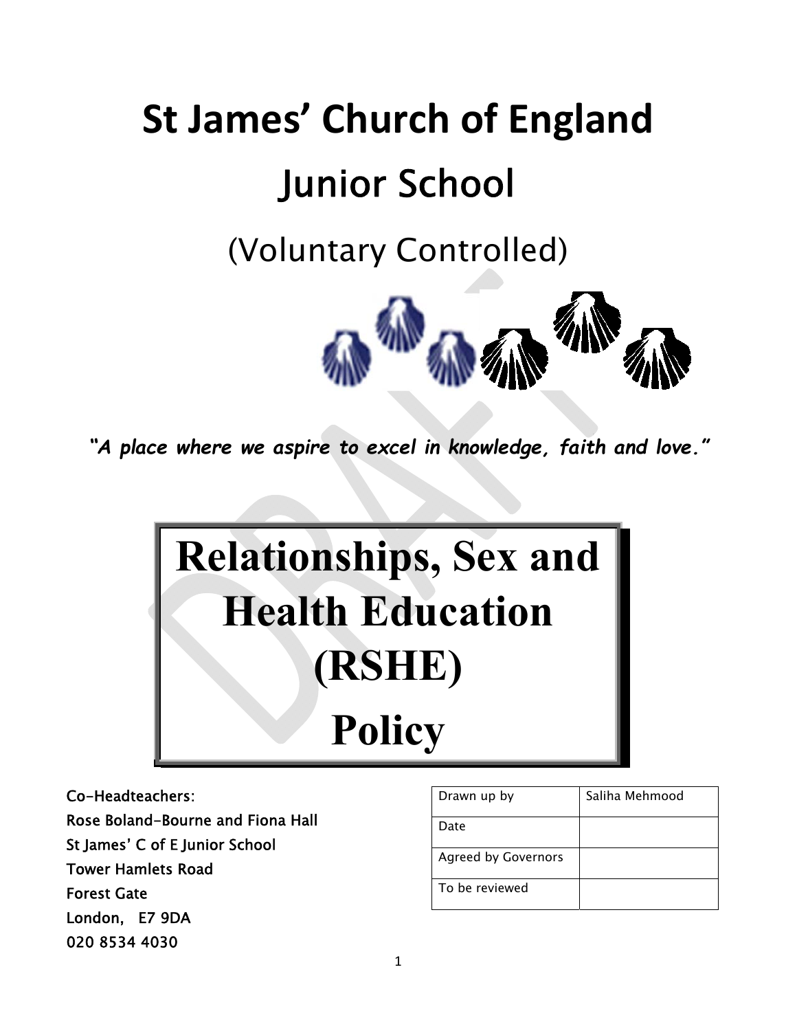# St James' Church of England Junior School

(Voluntary Controlled)

***"A place where we aspire to excel in knowledge, faith and love."***

# Relationships, Sex and Health Education (RSHE) Policy

Co-Headteachers:
Rose Boland-Bourne and Fiona Hall
St James' C of E Junior School
Tower Hamlets Road
Forest Gate
London, E7 9DA
020 8534 4030

| Drawn up by | Saliha Mehmood |
| --- | --- |
| Date | |
| Agreed by Governors | |
| To be reviewed | |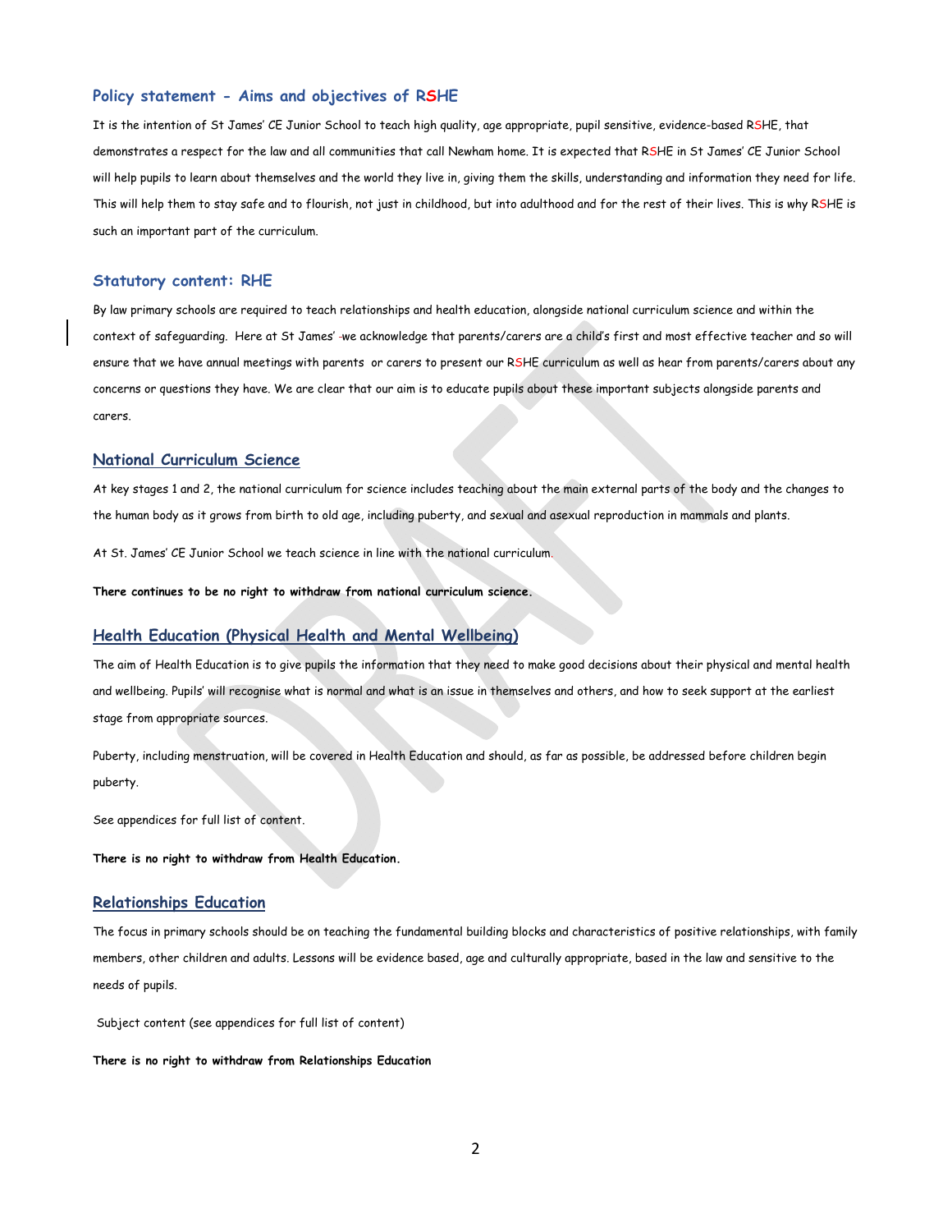## Policy statement - Aims and objectives of RSHE

It is the intention of St James' CE Junior School to teach high quality, age appropriate, pupil sensitive, evidence-based RSHE, that demonstrates a respect for the law and all communities that call Newham home. It is expected that RSHE in St James' CE Junior School will help pupils to learn about themselves and the world they live in, giving them the skills, understanding and information they need for life. This will help them to stay safe and to flourish, not just in childhood, but into adulthood and for the rest of their lives. This is why RSHE is such an important part of the curriculum.

## Statutory content: RHE

By law primary schools are required to teach relationships and health education, alongside national curriculum science and within the context of safeguarding. Here at St James' we acknowledge that parents/carers are a child's first and most effective teacher and so will ensure that we have annual meetings with parents or carers to present our RSHE curriculum as well as hear from parents/carers about any concerns or questions they have. We are clear that our aim is to educate pupils about these important subjects alongside parents and carers.

## National Curriculum Science

At key stages 1 and 2, the national curriculum for science includes teaching about the main external parts of the body and the changes to the human body as it grows from birth to old age, including puberty, and sexual and asexual reproduction in mammals and plants.

At St. James' CE Junior School we teach science in line with the national curriculum.

**There continues to be no right to withdraw from national curriculum science.**

## Health Education (Physical Health and Mental Wellbeing)

The aim of Health Education is to give pupils the information that they need to make good decisions about their physical and mental health and wellbeing. Pupils' will recognise what is normal and what is an issue in themselves and others, and how to seek support at the earliest stage from appropriate sources.

Puberty, including menstruation, will be covered in Health Education and should, as far as possible, be addressed before children begin puberty.

See appendices for full list of content.

**There is no right to withdraw from Health Education.**

## Relationships Education

The focus in primary schools should be on teaching the fundamental building blocks and characteristics of positive relationships, with family members, other children and adults. Lessons will be evidence based, age and culturally appropriate, based in the law and sensitive to the needs of pupils.

Subject content (see appendices for full list of content)

**There is no right to withdraw from Relationships Education**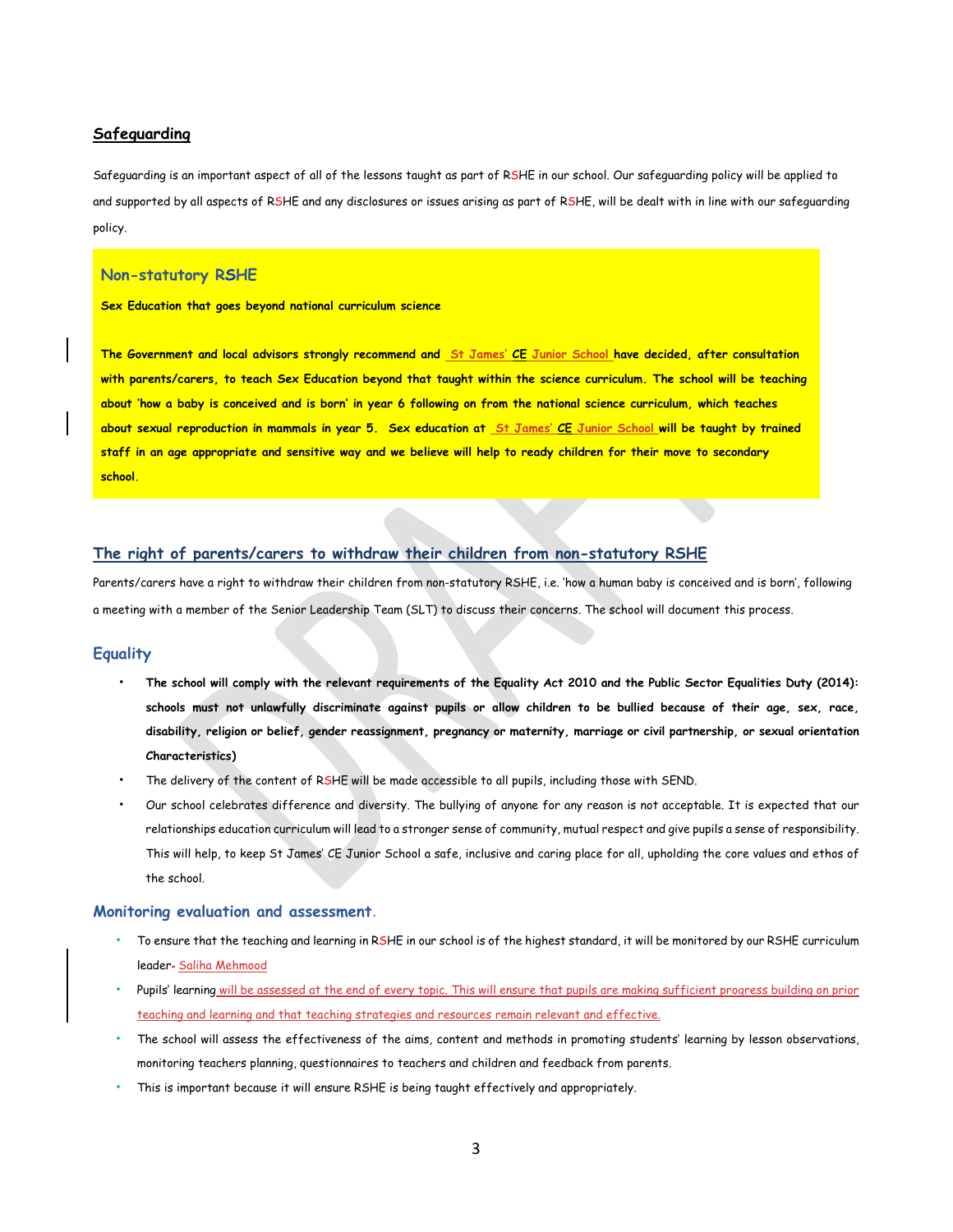## Safeguarding

Safeguarding is an important aspect of all of the lessons taught as part of RSHE in our school. Our safeguarding policy will be applied to and supported by all aspects of RSHE and any disclosures or issues arising as part of RSHE, will be dealt with in line with our safeguarding policy.

### Non-statutory RSHE

**Sex Education that goes beyond national curriculum science**

**The Government and local advisors strongly recommend and St James' CE Junior School have decided, after consultation with parents/carers, to teach Sex Education beyond that taught within the science curriculum. The school will be teaching about 'how a baby is conceived and is born' in year 6 following on from the national science curriculum, which teaches about sexual reproduction in mammals in year 5. Sex education at St James' CE Junior School will be taught by trained staff in an age appropriate and sensitive way and we believe will help to ready children for their move to secondary school.**

## The right of parents/carers to withdraw their children from non-statutory RSHE

Parents/carers have a right to withdraw their children from non-statutory RSHE, i.e. 'how a human baby is conceived and is born', following a meeting with a member of the Senior Leadership Team (SLT) to discuss their concerns. The school will document this process.

### Equality

- **The school will comply with the relevant requirements of the Equality Act 2010 and the Public Sector Equalities Duty (2014): schools must not unlawfully discriminate against pupils or allow children to be bullied because of their age, sex, race, disability, religion or belief, gender reassignment, pregnancy or maternity, marriage or civil partnership, or sexual orientation Characteristics)**
- The delivery of the content of RSHE will be made accessible to all pupils, including those with SEND.
- Our school celebrates difference and diversity. The bullying of anyone for any reason is not acceptable. It is expected that our relationships education curriculum will lead to a stronger sense of community, mutual respect and give pupils a sense of responsibility. This will help, to keep St James' CE Junior School a safe, inclusive and caring place for all, upholding the core values and ethos of the school.

### Monitoring evaluation and assessment.

- To ensure that the teaching and learning in RSHE in our school is of the highest standard, it will be monitored by our RSHE curriculum leader- Saliha Mehmood
- Pupils' learning will be assessed at the end of every topic. This will ensure that pupils are making sufficient progress building on prior teaching and learning and that teaching strategies and resources remain relevant and effective.
- The school will assess the effectiveness of the aims, content and methods in promoting students' learning by lesson observations, monitoring teachers planning, questionnaires to teachers and children and feedback from parents.
- This is important because it will ensure RSHE is being taught effectively and appropriately.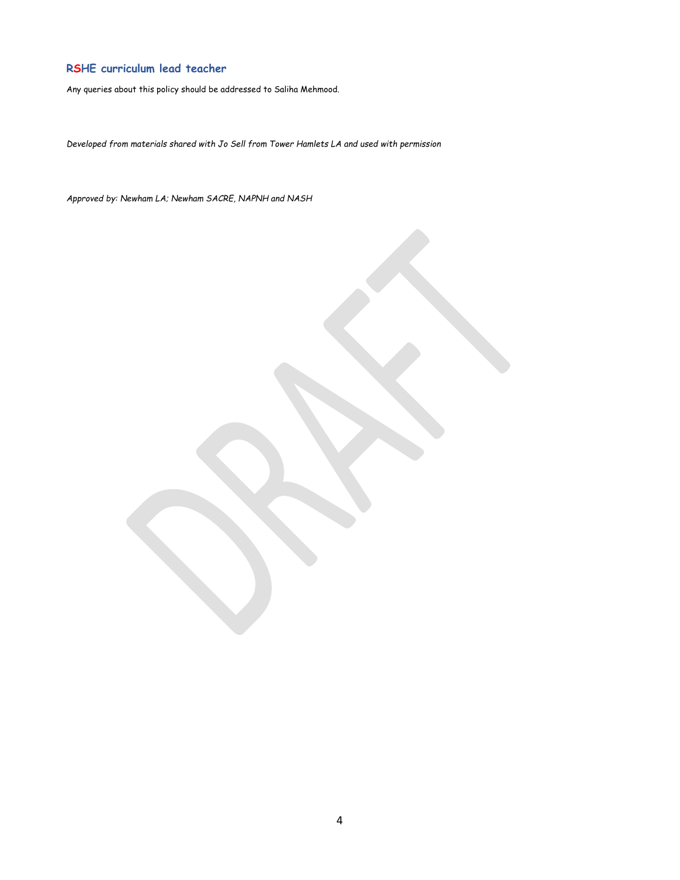### RSHE curriculum lead teacher

Any queries about this policy should be addressed to Saliha Mehmood.

*Developed from materials shared with Jo Sell from Tower Hamlets LA and used with permission*

*Approved by: Newham LA; Newham SACRE, NAPNH and NASH*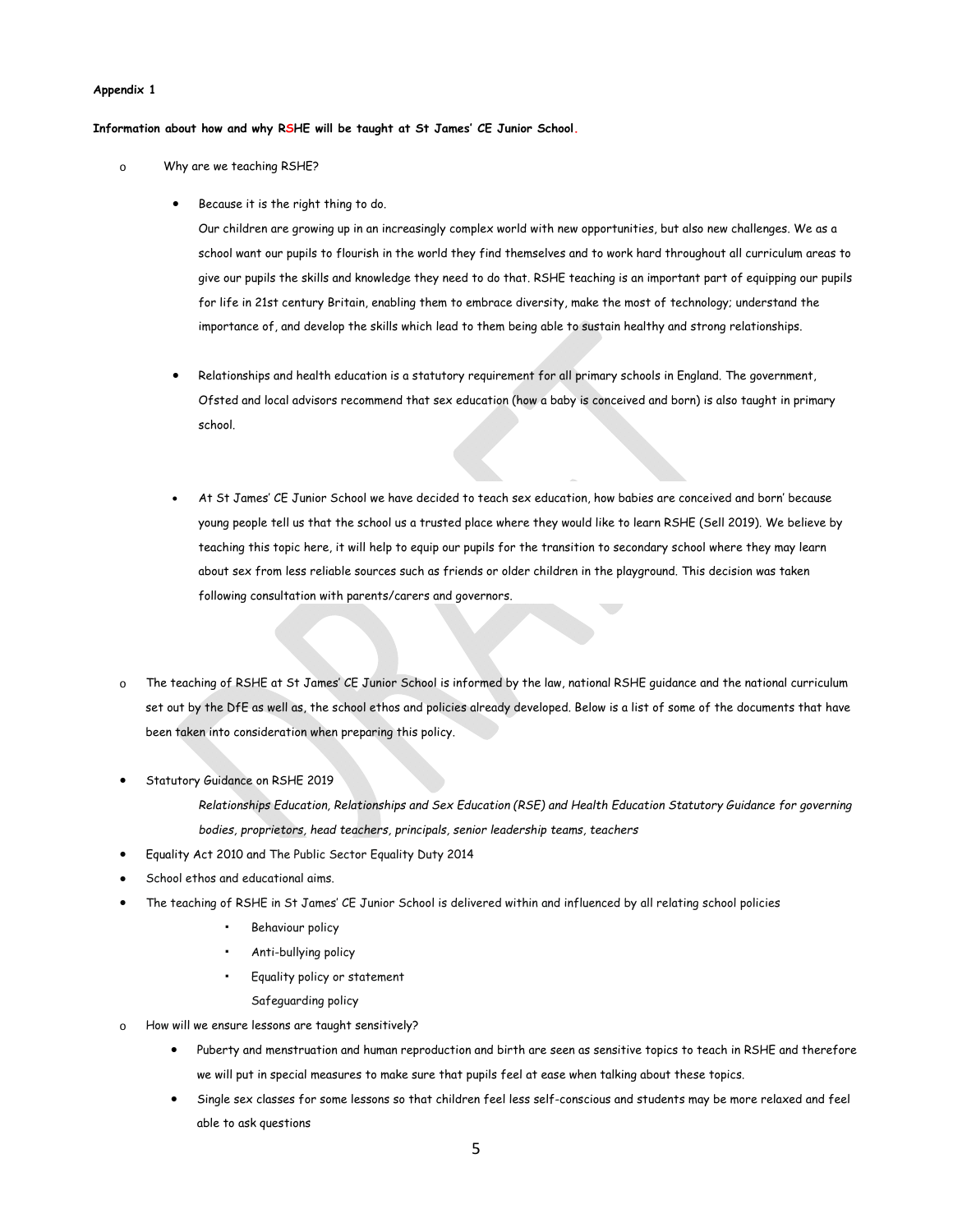**Appendix 1**

**Information about how and why RSHE will be taught at St James' CE Junior School.**

- Why are we teaching RSHE?
  - Because it is the right thing to do.

    Our children are growing up in an increasingly complex world with new opportunities, but also new challenges. We as a school want our pupils to flourish in the world they find themselves and to work hard throughout all curriculum areas to give our pupils the skills and knowledge they need to do that. RSHE teaching is an important part of equipping our pupils for life in 21st century Britain, enabling them to embrace diversity, make the most of technology; understand the importance of, and develop the skills which lead to them being able to sustain healthy and strong relationships.

  - Relationships and health education is a statutory requirement for all primary schools in England. The government, Ofsted and local advisors recommend that sex education (how a baby is conceived and born) is also taught in primary school.

  - At St James' CE Junior School we have decided to teach sex education, how babies are conceived and born' because young people tell us that the school us a trusted place where they would like to learn RSHE (Sell 2019). We believe by teaching this topic here, it will help to equip our pupils for the transition to secondary school where they may learn about sex from less reliable sources such as friends or older children in the playground. This decision was taken following consultation with parents/carers and governors.

- The teaching of RSHE at St James' CE Junior School is informed by the law, national RSHE guidance and the national curriculum set out by the DfE as well as, the school ethos and policies already developed. Below is a list of some of the documents that have been taken into consideration when preparing this policy.

- Statutory Guidance on RSHE 2019

  *Relationships Education, Relationships and Sex Education (RSE) and Health Education Statutory Guidance for governing bodies, proprietors, head teachers, principals, senior leadership teams, teachers*

- Equality Act 2010 and The Public Sector Equality Duty 2014
- School ethos and educational aims.
- The teaching of RSHE in St James' CE Junior School is delivered within and influenced by all relating school policies
  - Behaviour policy
  - Anti-bullying policy
  - Equality policy or statement
  - Safeguarding policy

- How will we ensure lessons are taught sensitively?
  - Puberty and menstruation and human reproduction and birth are seen as sensitive topics to teach in RSHE and therefore we will put in special measures to make sure that pupils feel at ease when talking about these topics.
  - Single sex classes for some lessons so that children feel less self-conscious and students may be more relaxed and feel able to ask questions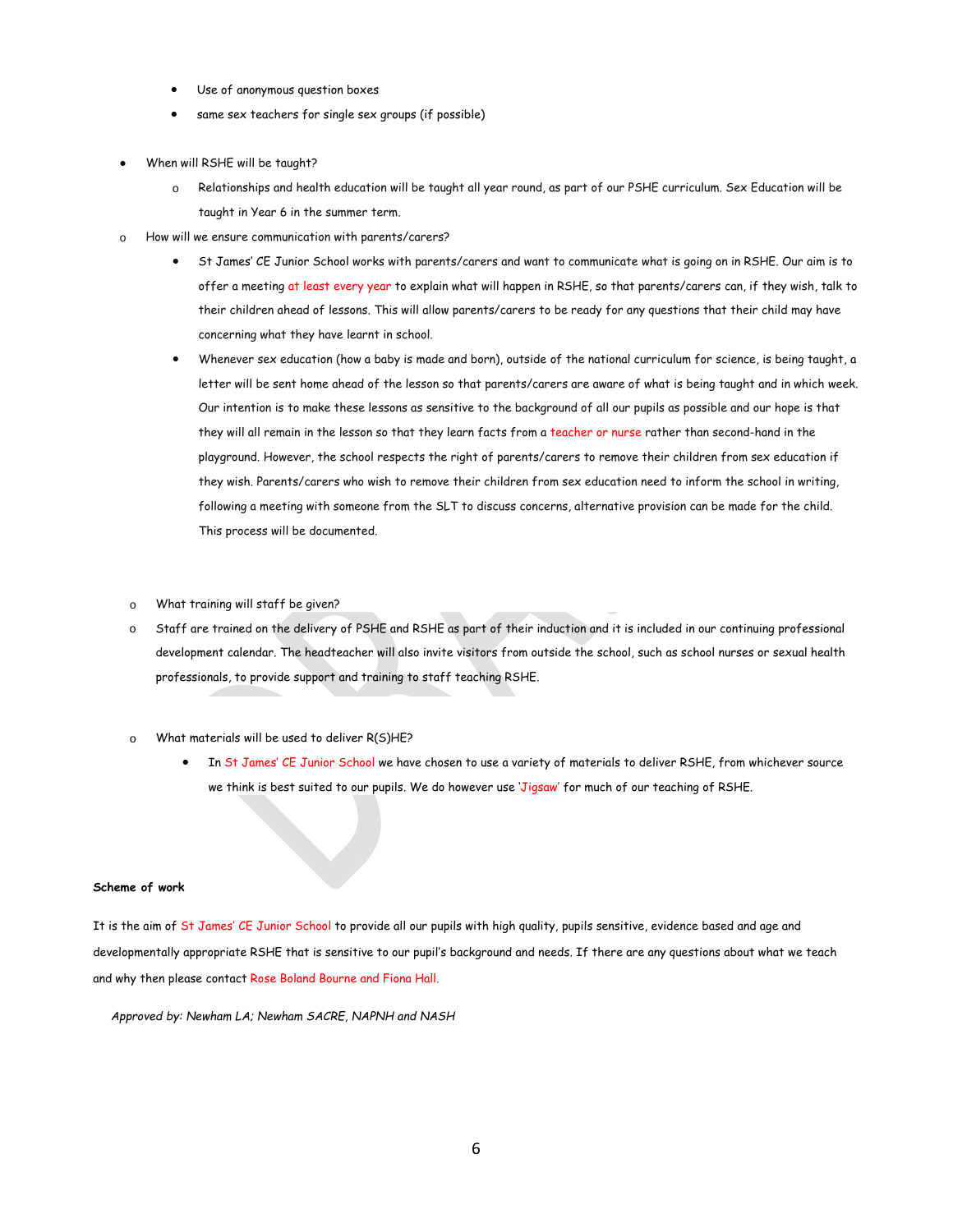- Use of anonymous question boxes
- same sex teachers for single sex groups (if possible)

- When will RSHE will be taught?
  - Relationships and health education will be taught all year round, as part of our PSHE curriculum. Sex Education will be taught in Year 6 in the summer term.
- How will we ensure communication with parents/carers?
  - St James' CE Junior School works with parents/carers and want to communicate what is going on in RSHE. Our aim is to offer a meeting at least every year to explain what will happen in RSHE, so that parents/carers can, if they wish, talk to their children ahead of lessons. This will allow parents/carers to be ready for any questions that their child may have concerning what they have learnt in school.
  - Whenever sex education (how a baby is made and born), outside of the national curriculum for science, is being taught, a letter will be sent home ahead of the lesson so that parents/carers are aware of what is being taught and in which week. Our intention is to make these lessons as sensitive to the background of all our pupils as possible and our hope is that they will all remain in the lesson so that they learn facts from a teacher or nurse rather than second-hand in the playground. However, the school respects the right of parents/carers to remove their children from sex education if they wish. Parents/carers who wish to remove their children from sex education need to inform the school in writing, following a meeting with someone from the SLT to discuss concerns, alternative provision can be made for the child. This process will be documented.

- What training will staff be given?
- Staff are trained on the delivery of PSHE and RSHE as part of their induction and it is included in our continuing professional development calendar. The headteacher will also invite visitors from outside the school, such as school nurses or sexual health professionals, to provide support and training to staff teaching RSHE.

- What materials will be used to deliver R(S)HE?
  - In St James' CE Junior School we have chosen to use a variety of materials to deliver RSHE, from whichever source we think is best suited to our pupils. We do however use 'Jigsaw' for much of our teaching of RSHE.

**Scheme of work**

It is the aim of St James' CE Junior School to provide all our pupils with high quality, pupils sensitive, evidence based and age and developmentally appropriate RSHE that is sensitive to our pupil's background and needs. If there are any questions about what we teach and why then please contact Rose Boland Bourne and Fiona Hall.

*Approved by: Newham LA; Newham SACRE, NAPNH and NASH*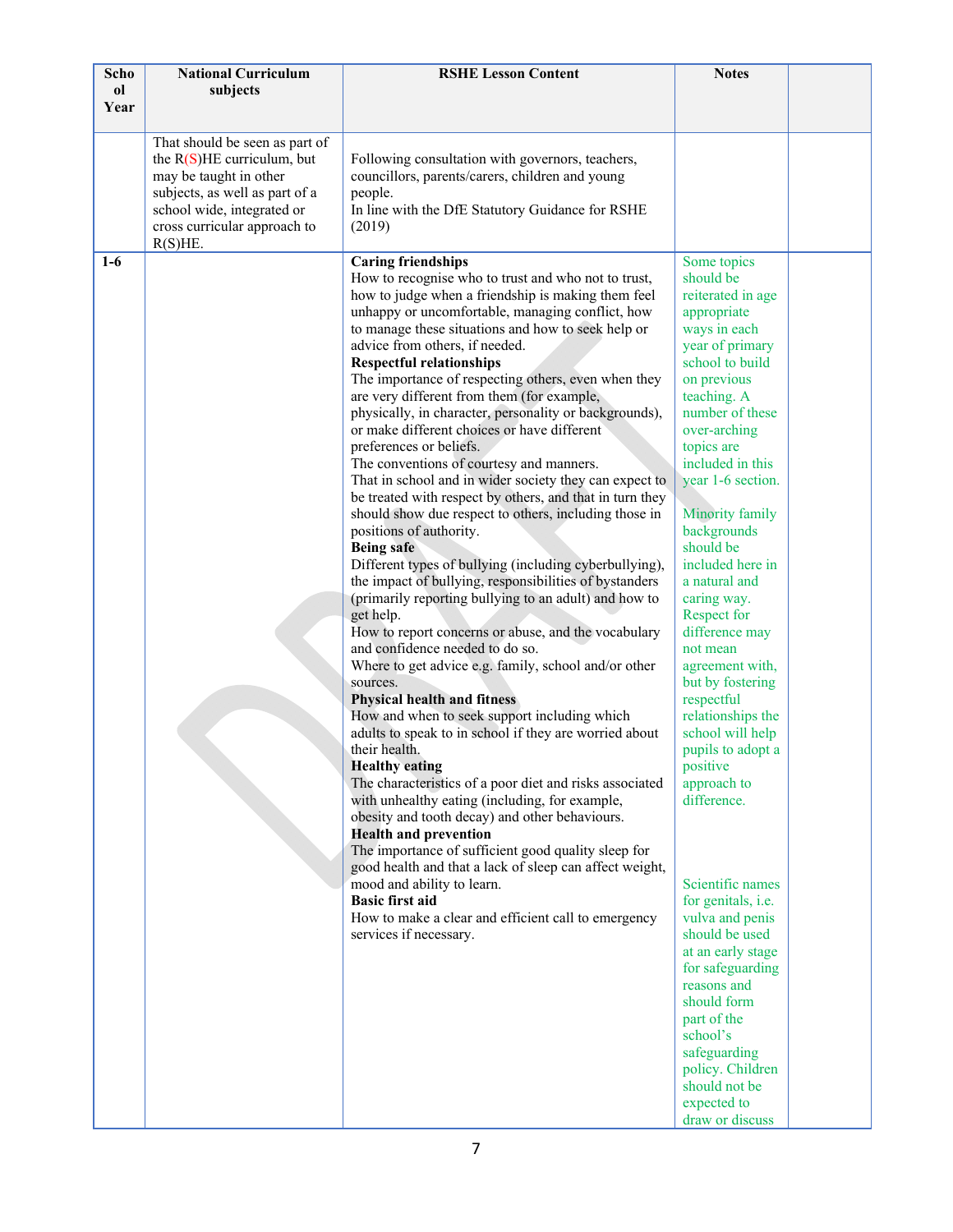| School Year | National Curriculum subjects | RSHE Lesson Content | Notes | |
|---|---|---|---|---|
| | That should be seen as part of the R(S)HE curriculum, but may be taught in other subjects, as well as part of a school wide, integrated or cross curricular approach to R(S)HE. | Following consultation with governors, teachers, councillors, parents/carers, children and young people.<br>In line with the DfE Statutory Guidance for RSHE (2019) | | |
| 1-6 | | **Caring friendships**<br>How to recognise who to trust and who not to trust, how to judge when a friendship is making them feel unhappy or uncomfortable, managing conflict, how to manage these situations and how to seek help or advice from others, if needed.<br>**Respectful relationships**<br>The importance of respecting others, even when they are very different from them (for example, physically, in character, personality or backgrounds), or make different choices or have different preferences or beliefs.<br>The conventions of courtesy and manners.<br>That in school and in wider society they can expect to be treated with respect by others, and that in turn they should show due respect to others, including those in positions of authority.<br>**Being safe**<br>Different types of bullying (including cyberbullying), the impact of bullying, responsibilities of bystanders (primarily reporting bullying to an adult) and how to get help.<br>How to report concerns or abuse, and the vocabulary and confidence needed to do so.<br>Where to get advice e.g. family, school and/or other sources.<br>**Physical health and fitness**<br>How and when to seek support including which adults to speak to in school if they are worried about their health.<br>**Healthy eating**<br>The characteristics of a poor diet and risks associated with unhealthy eating (including, for example, obesity and tooth decay) and other behaviours.<br>**Health and prevention**<br>The importance of sufficient good quality sleep for good health and that a lack of sleep can affect weight, mood and ability to learn.<br>**Basic first aid**<br>How to make a clear and efficient call to emergency services if necessary. | Some topics should be reiterated in age appropriate ways in each year of primary school to build on previous teaching. A number of these over-arching topics are included in this year 1-6 section.<br><br>Minority family backgrounds should be included here in a natural and caring way. Respect for difference may not mean agreement with, but by fostering respectful relationships the school will help pupils to adopt a positive approach to difference.<br><br>Scientific names for genitals, i.e. vulva and penis should be used at an early stage for safeguarding reasons and should form part of the school's safeguarding policy. Children should not be expected to draw or discuss | |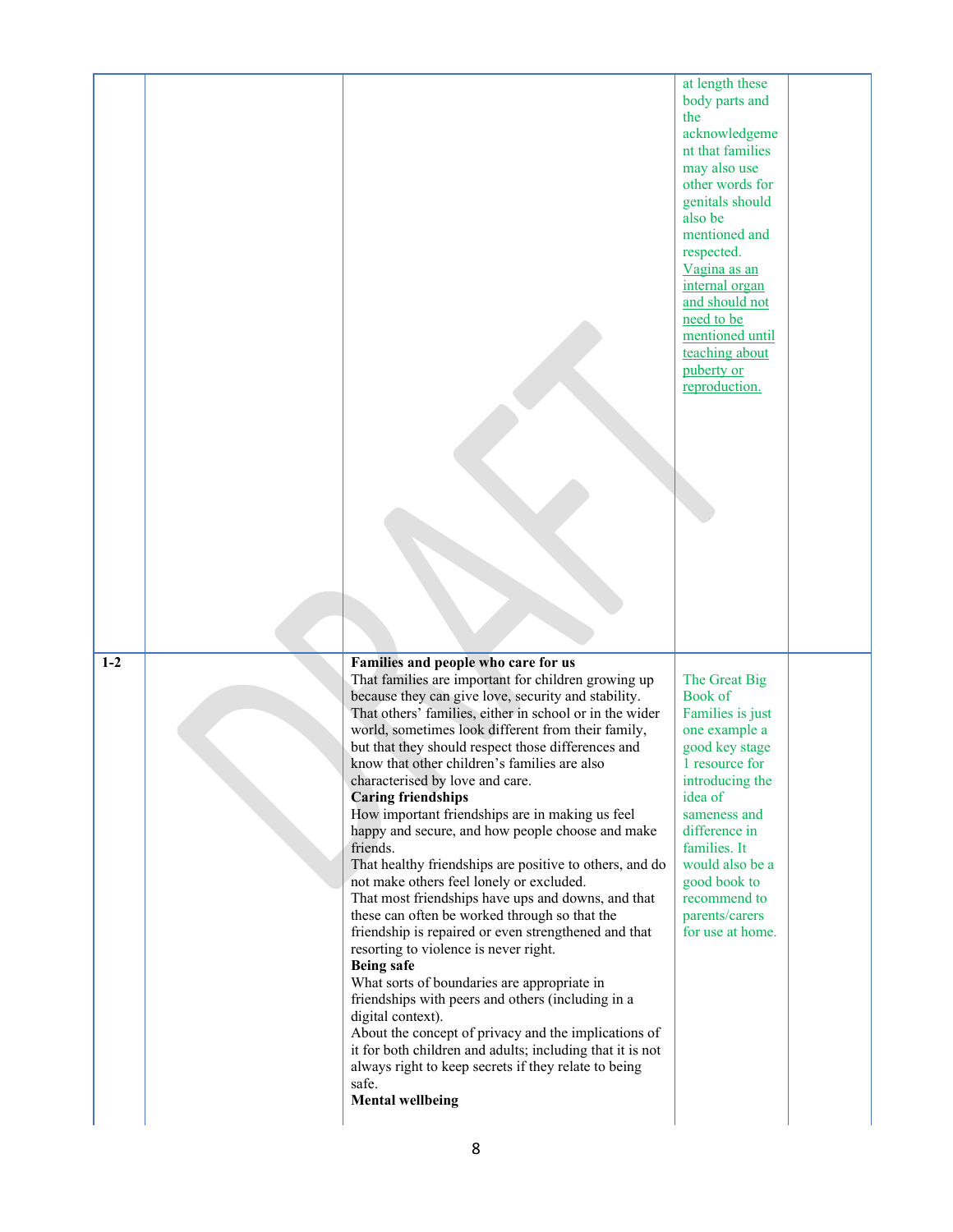| | | | | |
|---|---|---|---|---|
| | | | at length these body parts and the acknowledgement that families may also use other words for genitals should also be mentioned and respected. Vagina as an internal organ and should not need to be mentioned until teaching about puberty or reproduction. | |
| 1-2 | | **Families and people who care for us**<br>That families are important for children growing up because they can give love, security and stability.<br>That others' families, either in school or in the wider world, sometimes look different from their family, but that they should respect those differences and know that other children's families are also characterised by love and care.<br>**Caring friendships**<br>How important friendships are in making us feel happy and secure, and how people choose and make friends.<br>That healthy friendships are positive to others, and do not make others feel lonely or excluded.<br>That most friendships have ups and downs, and that these can often be worked through so that the friendship is repaired or even strengthened and that resorting to violence is never right.<br>**Being safe**<br>What sorts of boundaries are appropriate in friendships with peers and others (including in a digital context).<br>About the concept of privacy and the implications of it for both children and adults; including that it is not always right to keep secrets if they relate to being safe.<br>**Mental wellbeing** | The Great Big Book of Families is just one example a good key stage 1 resource for introducing the idea of sameness and difference in families. It would also be a good book to recommend to parents/carers for use at home. | |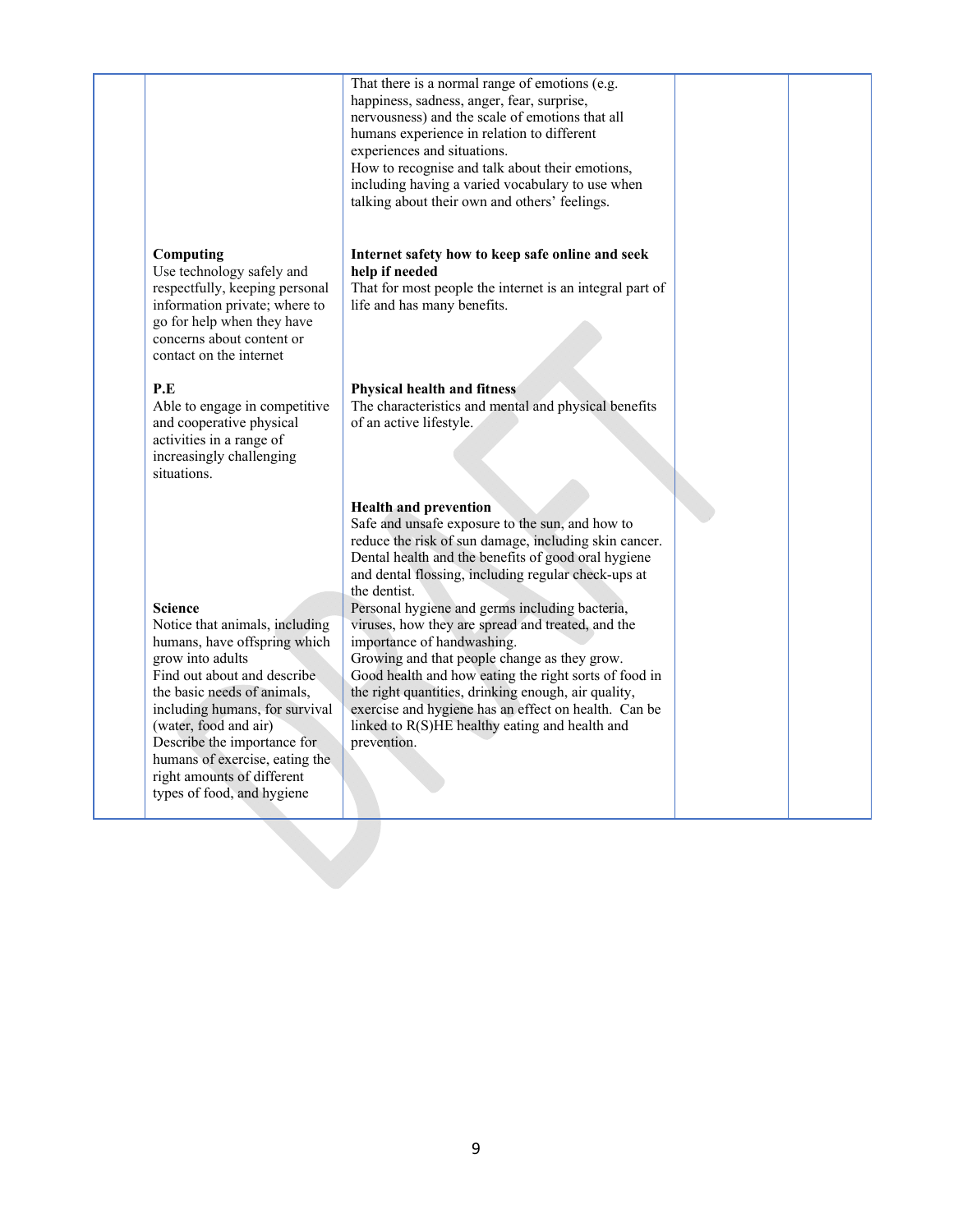|  |  |  |  |  |
|---|---|---|---|---|
|  |  | That there is a normal range of emotions (e.g. happiness, sadness, anger, fear, surprise, nervousness) and the scale of emotions that all humans experience in relation to different experiences and situations.<br>How to recognise and talk about their emotions, including having a varied vocabulary to use when talking about their own and others' feelings. |  |  |
|  | **Computing**<br>Use technology safely and respectfully, keeping personal information private; where to go for help when they have concerns about content or contact on the internet | **Internet safety how to keep safe online and seek help if needed**<br>That for most people the internet is an integral part of life and has many benefits. |  |  |
|  | **P.E**<br>Able to engage in competitive and cooperative physical activities in a range of increasingly challenging situations. | **Physical health and fitness**<br>The characteristics and mental and physical benefits of an active lifestyle. |  |  |
|  | **Science**<br>Notice that animals, including humans, have offspring which grow into adults<br>Find out about and describe the basic needs of animals, including humans, for survival (water, food and air)<br>Describe the importance for humans of exercise, eating the right amounts of different types of food, and hygiene | **Health and prevention**<br>Safe and unsafe exposure to the sun, and how to reduce the risk of sun damage, including skin cancer.<br>Dental health and the benefits of good oral hygiene and dental flossing, including regular check-ups at the dentist.<br>Personal hygiene and germs including bacteria, viruses, how they are spread and treated, and the importance of handwashing.<br>Growing and that people change as they grow.<br>Good health and how eating the right sorts of food in the right quantities, drinking enough, air quality, exercise and hygiene has an effect on health. Can be linked to R(S)HE healthy eating and health and prevention. |  |  |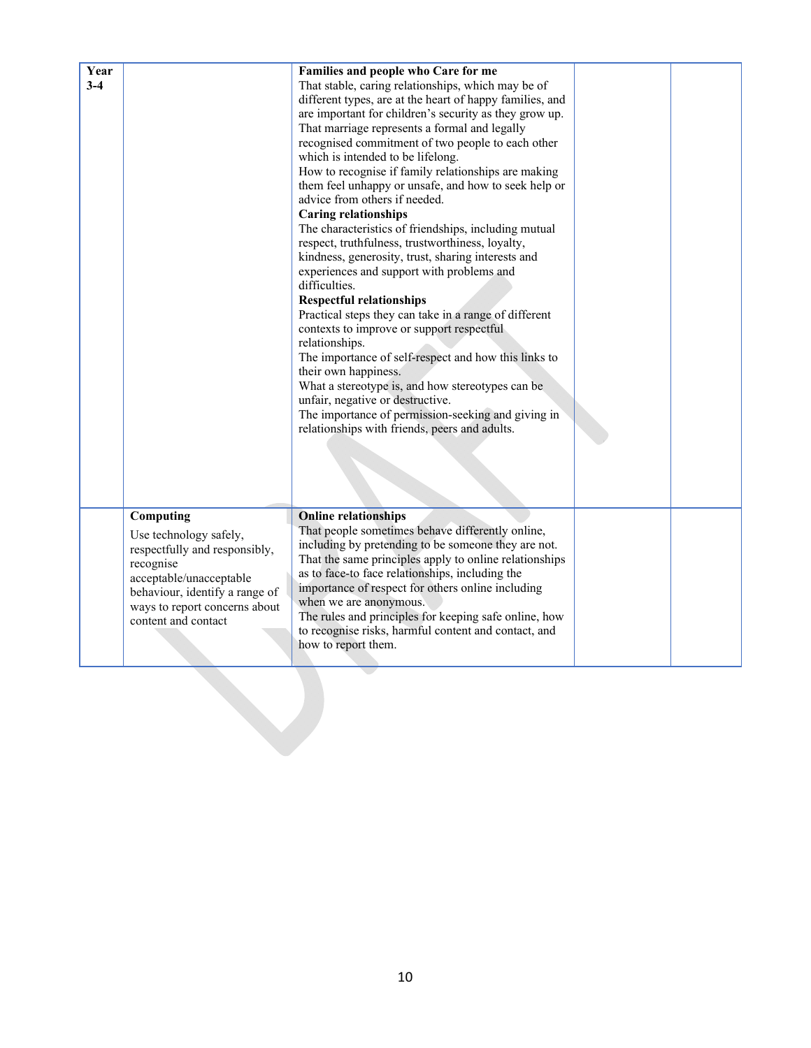| | | | | |
|---|---|---|---|---|
| **Year 3-4** | | **Families and people who Care for me**<br>That stable, caring relationships, which may be of different types, are at the heart of happy families, and are important for children's security as they grow up.<br>That marriage represents a formal and legally recognised commitment of two people to each other which is intended to be lifelong.<br>How to recognise if family relationships are making them feel unhappy or unsafe, and how to seek help or advice from others if needed.<br>**Caring relationships**<br>The characteristics of friendships, including mutual respect, truthfulness, trustworthiness, loyalty, kindness, generosity, trust, sharing interests and experiences and support with problems and difficulties.<br>**Respectful relationships**<br>Practical steps they can take in a range of different contexts to improve or support respectful relationships.<br>The importance of self-respect and how this links to their own happiness.<br>What a stereotype is, and how stereotypes can be unfair, negative or destructive.<br>The importance of permission-seeking and giving in relationships with friends, peers and adults. | | |
| | **Computing**<br>Use technology safely, respectfully and responsibly, recognise acceptable/unacceptable behaviour, identify a range of ways to report concerns about content and contact | **Online relationships**<br>That people sometimes behave differently online, including by pretending to be someone they are not.<br>That the same principles apply to online relationships as to face-to face relationships, including the importance of respect for others online including when we are anonymous.<br>The rules and principles for keeping safe online, how to recognise risks, harmful content and contact, and how to report them. | | |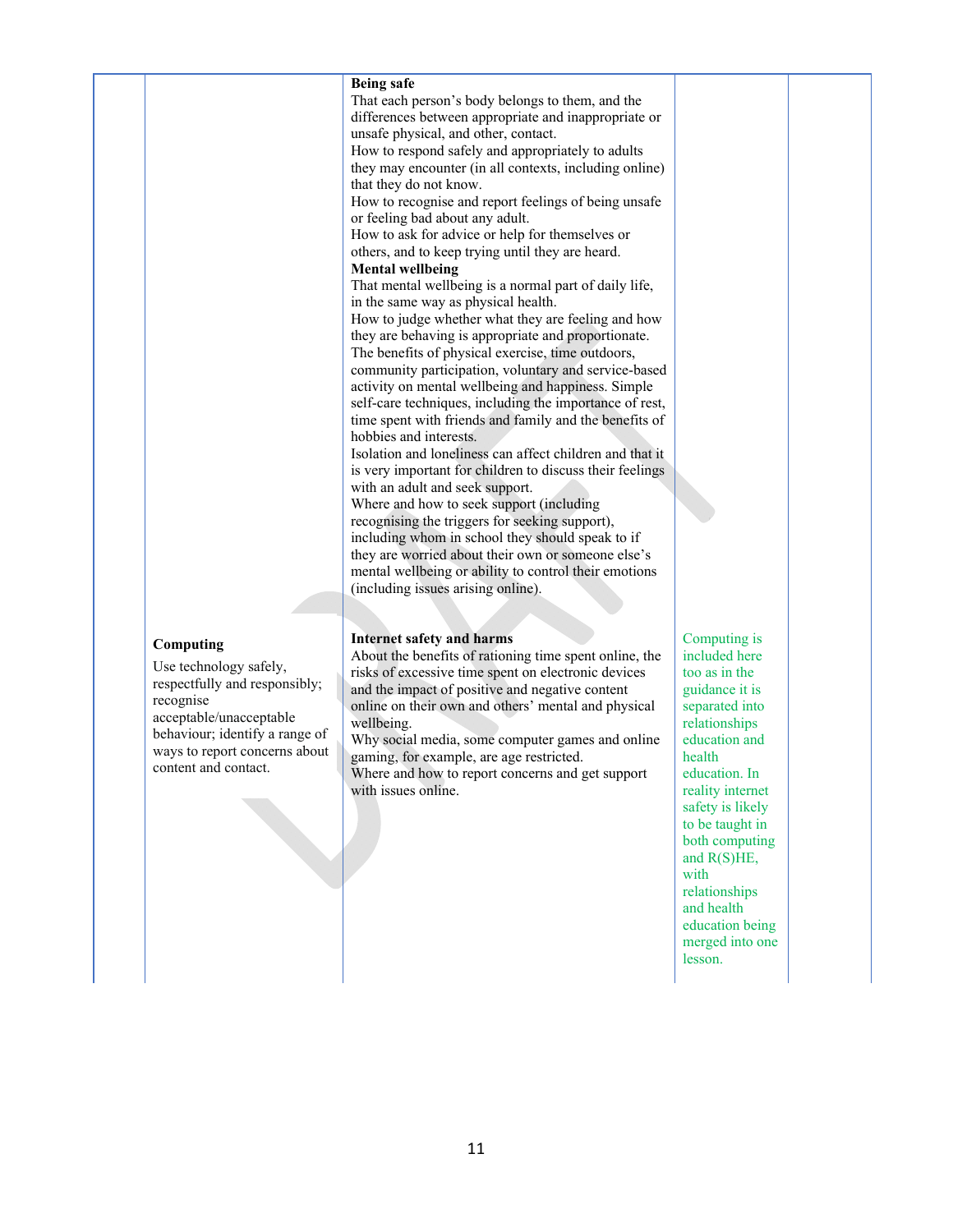| | | | | |
|---|---|---|---|---|
| | | **Being safe**<br>That each person's body belongs to them, and the differences between appropriate and inappropriate or unsafe physical, and other, contact.<br>How to respond safely and appropriately to adults they may encounter (in all contexts, including online) that they do not know.<br>How to recognise and report feelings of being unsafe or feeling bad about any adult.<br>How to ask for advice or help for themselves or others, and to keep trying until they are heard.<br>**Mental wellbeing**<br>That mental wellbeing is a normal part of daily life, in the same way as physical health.<br>How to judge whether what they are feeling and how they are behaving is appropriate and proportionate.<br>The benefits of physical exercise, time outdoors, community participation, voluntary and service-based activity on mental wellbeing and happiness. Simple self-care techniques, including the importance of rest, time spent with friends and family and the benefits of hobbies and interests.<br>Isolation and loneliness can affect children and that it is very important for children to discuss their feelings with an adult and seek support.<br>Where and how to seek support (including recognising the triggers for seeking support), including whom in school they should speak to if they are worried about their own or someone else's mental wellbeing or ability to control their emotions (including issues arising online). | | |
| | **Computing**<br>Use technology safely, respectfully and responsibly; recognise acceptable/unacceptable behaviour; identify a range of ways to report concerns about content and contact. | **Internet safety and harms**<br>About the benefits of rationing time spent online, the risks of excessive time spent on electronic devices and the impact of positive and negative content online on their own and others' mental and physical wellbeing.<br>Why social media, some computer games and online gaming, for example, are age restricted.<br>Where and how to report concerns and get support with issues online. | Computing is included here too as in the guidance it is separated into relationships education and health education. In reality internet safety is likely to be taught in both computing and R(S)HE, with relationships and health education being merged into one lesson. | |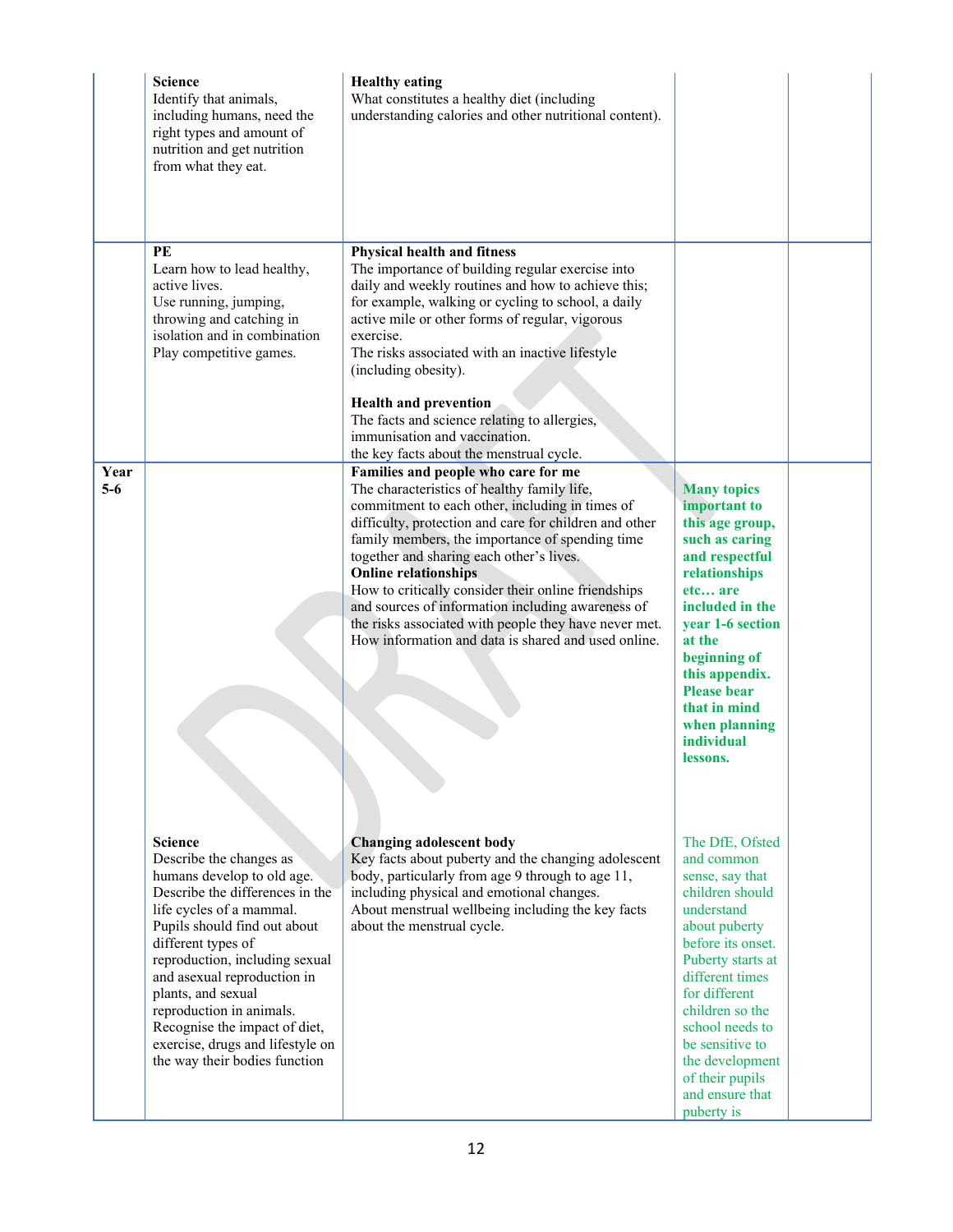| | | | | |
|---|---|---|---|---|
| | **Science**<br>Identify that animals, including humans, need the right types and amount of nutrition and get nutrition from what they eat. | **Healthy eating**<br>What constitutes a healthy diet (including understanding calories and other nutritional content). | | |
| | **PE**<br>Learn how to lead healthy, active lives.<br>Use running, jumping, throwing and catching in isolation and in combination<br>Play competitive games. | **Physical health and fitness**<br>The importance of building regular exercise into daily and weekly routines and how to achieve this; for example, walking or cycling to school, a daily active mile or other forms of regular, vigorous exercise.<br>The risks associated with an inactive lifestyle (including obesity).<br><br>**Health and prevention**<br>The facts and science relating to allergies, immunisation and vaccination.<br>the key facts about the menstrual cycle. | | |
| **Year 5-6** | | **Families and people who care for me**<br>The characteristics of healthy family life, commitment to each other, including in times of difficulty, protection and care for children and other family members, the importance of spending time together and sharing each other's lives.<br>**Online relationships**<br>How to critically consider their online friendships and sources of information including awareness of the risks associated with people they have never met.<br>How information and data is shared and used online. | **Many topics important to this age group, such as caring and respectful relationships etc… are included in the year 1-6 section at the beginning of this appendix. Please bear that in mind when planning individual lessons.** | |
| | **Science**<br>Describe the changes as humans develop to old age.<br>Describe the differences in the life cycles of a mammal.<br>Pupils should find out about different types of reproduction, including sexual and asexual reproduction in plants, and sexual reproduction in animals.<br>Recognise the impact of diet, exercise, drugs and lifestyle on the way their bodies function | **Changing adolescent body**<br>Key facts about puberty and the changing adolescent body, particularly from age 9 through to age 11, including physical and emotional changes.<br>About menstrual wellbeing including the key facts about the menstrual cycle. | The DfE, Ofsted and common sense, say that children should understand about puberty before its onset. Puberty starts at different times for different children so the school needs to be sensitive to the development of their pupils and ensure that puberty is | |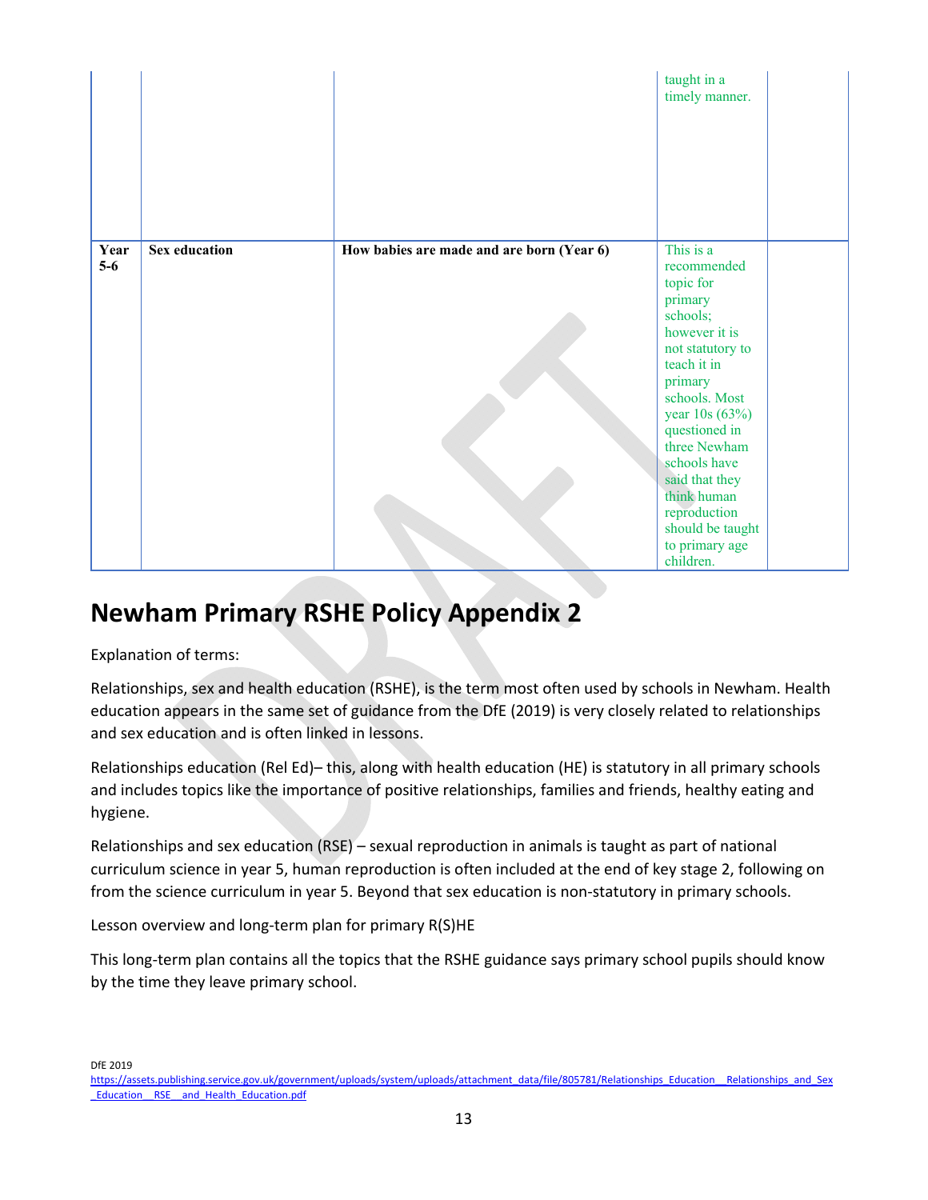| | | | | |
|---|---|---|---|---|
| | | | taught in a timely manner. | |
| **Year 5-6** | **Sex education** | **How babies are made and are born (Year 6)** | This is a recommended topic for primary schools; however it is not statutory to teach it in primary schools. Most year 10s (63%) questioned in three Newham schools have said that they think human reproduction should be taught to primary age children. | |

# Newham Primary RSHE Policy Appendix 2

Explanation of terms:

Relationships, sex and health education (RSHE), is the term most often used by schools in Newham. Health education appears in the same set of guidance from the DfE (2019) is very closely related to relationships and sex education and is often linked in lessons.

Relationships education (Rel Ed)– this, along with health education (HE) is statutory in all primary schools and includes topics like the importance of positive relationships, families and friends, healthy eating and hygiene.

Relationships and sex education (RSE) – sexual reproduction in animals is taught as part of national curriculum science in year 5, human reproduction is often included at the end of key stage 2, following on from the science curriculum in year 5. Beyond that sex education is non-statutory in primary schools.

Lesson overview and long-term plan for primary R(S)HE

This long-term plan contains all the topics that the RSHE guidance says primary school pupils should know by the time they leave primary school.

DfE 2019
https://assets.publishing.service.gov.uk/government/uploads/system/uploads/attachment_data/file/805781/Relationships_Education__Relationships_and_Sex_Education__RSE__and_Health_Education.pdf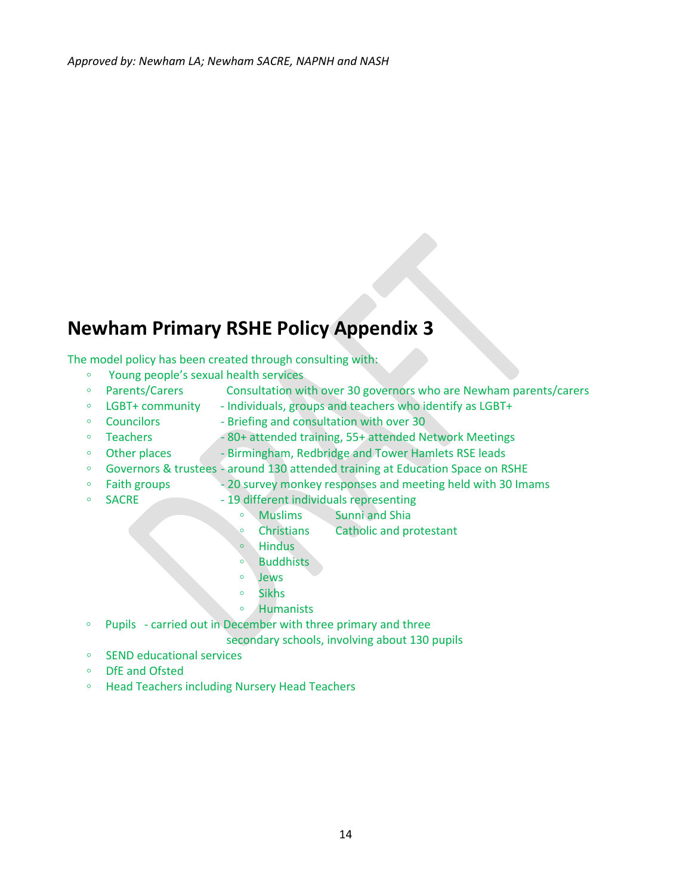*Approved by: Newham LA; Newham SACRE, NAPNH and NASH*

# Newham Primary RSHE Policy Appendix 3

The model policy has been created through consulting with:

- Young people's sexual health services
- Parents/Carers Consultation with over 30 governors who are Newham parents/carers
- LGBT+ community - Individuals, groups and teachers who identify as LGBT+
- Councilors - Briefing and consultation with over 30
- Teachers - 80+ attended training, 55+ attended Network Meetings
- Other places - Birmingham, Redbridge and Tower Hamlets RSE leads
- Governors & trustees - around 130 attended training at Education Space on RSHE
- Faith groups - 20 survey monkey responses and meeting held with 30 Imams
- SACRE - 19 different individuals representing
  - Muslims Sunni and Shia
  - Christians Catholic and protestant
  - Hindus
  - Buddhists
  - Jews
  - Sikhs
  - Humanists
- Pupils - carried out in December with three primary and three secondary schools, involving about 130 pupils
- SEND educational services
- DfE and Ofsted
- Head Teachers including Nursery Head Teachers